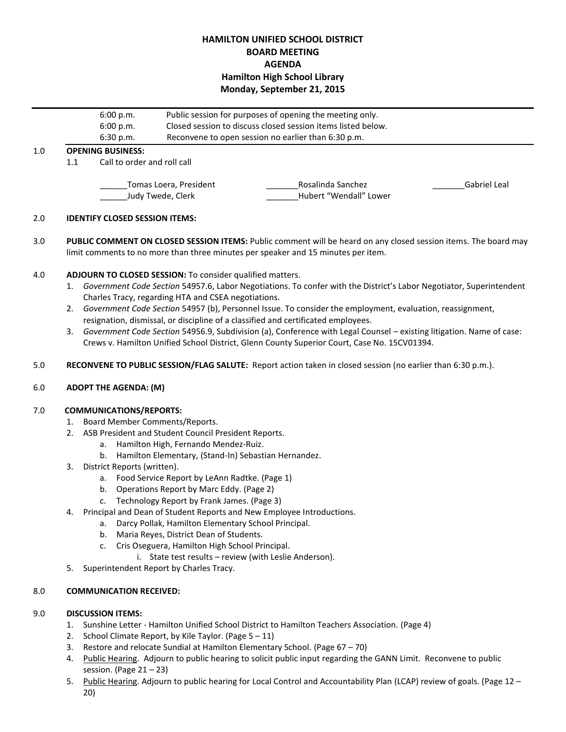# HAMILTON UNIFIED SCHOOL DISTRICT
## BOARD MEETING
## AGENDA
### Hamilton High School Library
### Monday, September 21, 2015

| | |
|---|---|
| 6:00 p.m. | Public session for purposes of opening the meeting only. |
| 6:00 p.m. | Closed session to discuss closed session items listed below. |
| 6:30 p.m. | Reconvene to open session no earlier than 6:30 p.m. |

1.0 **OPENING BUSINESS:**

1.1 Call to order and roll call

______Tomas Loera, President  
______Judy Twede, Clerk  
_______Rosalinda Sanchez  
_______Hubert "Wendall" Lower  
_______Gabriel Leal

2.0 **IDENTIFY CLOSED SESSION ITEMS:**

3.0 **PUBLIC COMMENT ON CLOSED SESSION ITEMS:** Public comment will be heard on any closed session items. The board may limit comments to no more than three minutes per speaker and 15 minutes per item.

4.0 **ADJOURN TO CLOSED SESSION:** To consider qualified matters.

1. *Government Code Section* 54957.6, Labor Negotiations. To confer with the District's Labor Negotiator, Superintendent Charles Tracy, regarding HTA and CSEA negotiations.
2. *Government Code Section* 54957 (b), Personnel Issue. To consider the employment, evaluation, reassignment, resignation, dismissal, or discipline of a classified and certificated employees.
3. *Government Code Section* 54956.9, Subdivision (a), Conference with Legal Counsel – existing litigation. Name of case: Crews v. Hamilton Unified School District, Glenn County Superior Court, Case No. 15CV01394.

5.0 **RECONVENE TO PUBLIC SESSION/FLAG SALUTE:** Report action taken in closed session (no earlier than 6:30 p.m.).

6.0 **ADOPT THE AGENDA: (M)**

7.0 **COMMUNICATIONS/REPORTS:**

1. Board Member Comments/Reports.
2. ASB President and Student Council President Reports.
   a. Hamilton High, Fernando Mendez-Ruiz.
   b. Hamilton Elementary, (Stand-In) Sebastian Hernandez.
3. District Reports (written).
   a. Food Service Report by LeAnn Radtke. (Page 1)
   b. Operations Report by Marc Eddy. (Page 2)
   c. Technology Report by Frank James. (Page 3)
4. Principal and Dean of Student Reports and New Employee Introductions.
   a. Darcy Pollak, Hamilton Elementary School Principal.
   b. Maria Reyes, District Dean of Students.
   c. Cris Oseguera, Hamilton High School Principal.
      i. State test results – review (with Leslie Anderson).
5. Superintendent Report by Charles Tracy.

8.0 **COMMUNICATION RECEIVED:**

9.0 **DISCUSSION ITEMS:**

1. Sunshine Letter - Hamilton Unified School District to Hamilton Teachers Association. (Page 4)
2. School Climate Report, by Kile Taylor. (Page 5 – 11)
3. Restore and relocate Sundial at Hamilton Elementary School. (Page 67 – 70)
4. Public Hearing. Adjourn to public hearing to solicit public input regarding the GANN Limit. Reconvene to public session. (Page 21 – 23)
5. Public Hearing. Adjourn to public hearing for Local Control and Accountability Plan (LCAP) review of goals. (Page 12 – 20)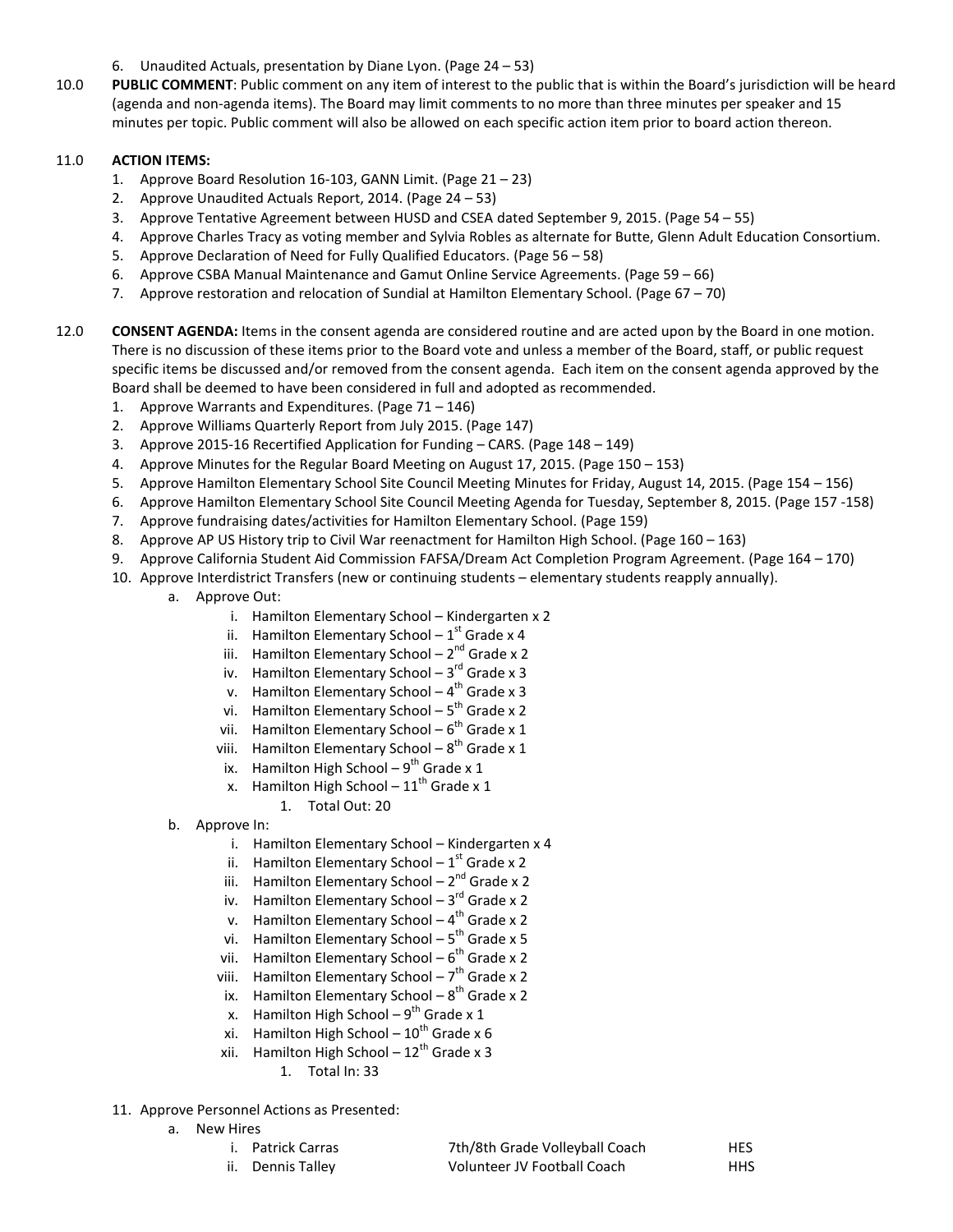6. Unaudited Actuals, presentation by Diane Lyon. (Page 24 – 53)

10.0 **PUBLIC COMMENT**: Public comment on any item of interest to the public that is within the Board's jurisdiction will be heard (agenda and non-agenda items). The Board may limit comments to no more than three minutes per speaker and 15 minutes per topic. Public comment will also be allowed on each specific action item prior to board action thereon.

11.0 **ACTION ITEMS:**

1. Approve Board Resolution 16-103, GANN Limit. (Page 21 – 23)
2. Approve Unaudited Actuals Report, 2014. (Page 24 – 53)
3. Approve Tentative Agreement between HUSD and CSEA dated September 9, 2015. (Page 54 – 55)
4. Approve Charles Tracy as voting member and Sylvia Robles as alternate for Butte, Glenn Adult Education Consortium.
5. Approve Declaration of Need for Fully Qualified Educators. (Page 56 – 58)
6. Approve CSBA Manual Maintenance and Gamut Online Service Agreements. (Page 59 – 66)
7. Approve restoration and relocation of Sundial at Hamilton Elementary School. (Page 67 – 70)

12.0 **CONSENT AGENDA:** Items in the consent agenda are considered routine and are acted upon by the Board in one motion. There is no discussion of these items prior to the Board vote and unless a member of the Board, staff, or public request specific items be discussed and/or removed from the consent agenda. Each item on the consent agenda approved by the Board shall be deemed to have been considered in full and adopted as recommended.

1. Approve Warrants and Expenditures. (Page 71 – 146)
2. Approve Williams Quarterly Report from July 2015. (Page 147)
3. Approve 2015-16 Recertified Application for Funding – CARS. (Page 148 – 149)
4. Approve Minutes for the Regular Board Meeting on August 17, 2015. (Page 150 – 153)
5. Approve Hamilton Elementary School Site Council Meeting Minutes for Friday, August 14, 2015. (Page 154 – 156)
6. Approve Hamilton Elementary School Site Council Meeting Agenda for Tuesday, September 8, 2015. (Page 157 -158)
7. Approve fundraising dates/activities for Hamilton Elementary School. (Page 159)
8. Approve AP US History trip to Civil War reenactment for Hamilton High School. (Page 160 – 163)
9. Approve California Student Aid Commission FAFSA/Dream Act Completion Program Agreement. (Page 164 – 170)
10. Approve Interdistrict Transfers (new or continuing students – elementary students reapply annually).
    a. Approve Out:
        i. Hamilton Elementary School – Kindergarten x 2
        ii. Hamilton Elementary School – 1st Grade x 4
        iii. Hamilton Elementary School – 2nd Grade x 2
        iv. Hamilton Elementary School – 3rd Grade x 3
        v. Hamilton Elementary School – 4th Grade x 3
        vi. Hamilton Elementary School – 5th Grade x 2
        vii. Hamilton Elementary School – 6th Grade x 1
        viii. Hamilton Elementary School – 8th Grade x 1
        ix. Hamilton High School – 9th Grade x 1
        x. Hamilton High School – 11th Grade x 1
            1. Total Out: 20
    b. Approve In:
        i. Hamilton Elementary School – Kindergarten x 4
        ii. Hamilton Elementary School – 1st Grade x 2
        iii. Hamilton Elementary School – 2nd Grade x 2
        iv. Hamilton Elementary School – 3rd Grade x 2
        v. Hamilton Elementary School – 4th Grade x 2
        vi. Hamilton Elementary School – 5th Grade x 5
        vii. Hamilton Elementary School – 6th Grade x 2
        viii. Hamilton Elementary School – 7th Grade x 2
        ix. Hamilton Elementary School – 8th Grade x 2
        x. Hamilton High School – 9th Grade x 1
        xi. Hamilton High School – 10th Grade x 6
        xii. Hamilton High School – 12th Grade x 3
            1. Total In: 33
11. Approve Personnel Actions as Presented:
    a. New Hires

| | | |
|---|---|---|
| i. Patrick Carras | 7th/8th Grade Volleyball Coach | HES |
| ii. Dennis Talley | Volunteer JV Football Coach | HHS |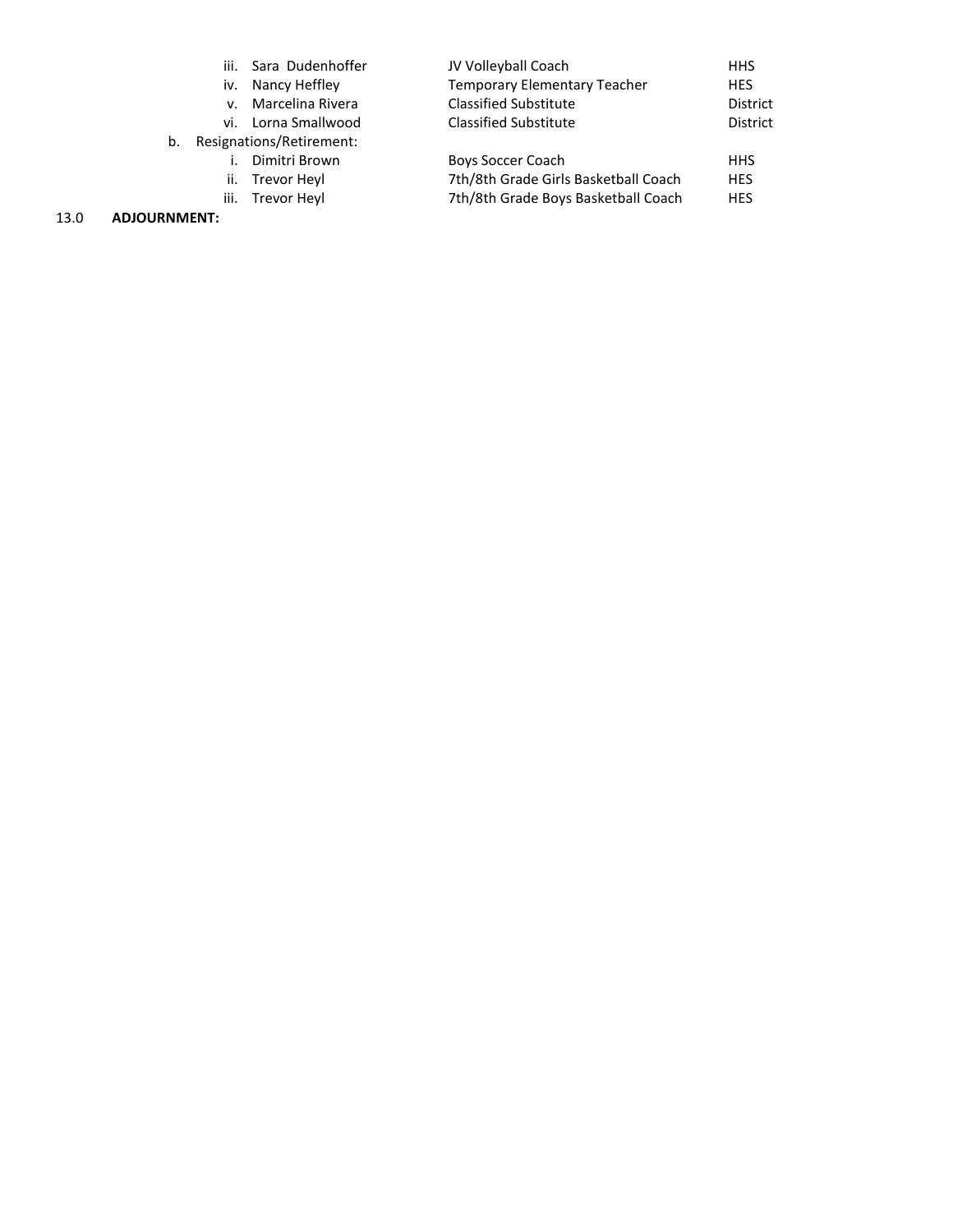| | | |
|---|---|---|
| iii. Sara Dudenhoffer | JV Volleyball Coach | HHS |
| iv. Nancy Heffley | Temporary Elementary Teacher | HES |
| v. Marcelina Rivera | Classified Substitute | District |
| vi. Lorna Smallwood | Classified Substitute | District |

b. Resignations/Retirement:

| | | |
|---|---|---|
| i. Dimitri Brown | Boys Soccer Coach | HHS |
| ii. Trevor Heyl | 7th/8th Grade Girls Basketball Coach | HES |
| iii. Trevor Heyl | 7th/8th Grade Boys Basketball Coach | HES |

13.0 **ADJOURNMENT:**